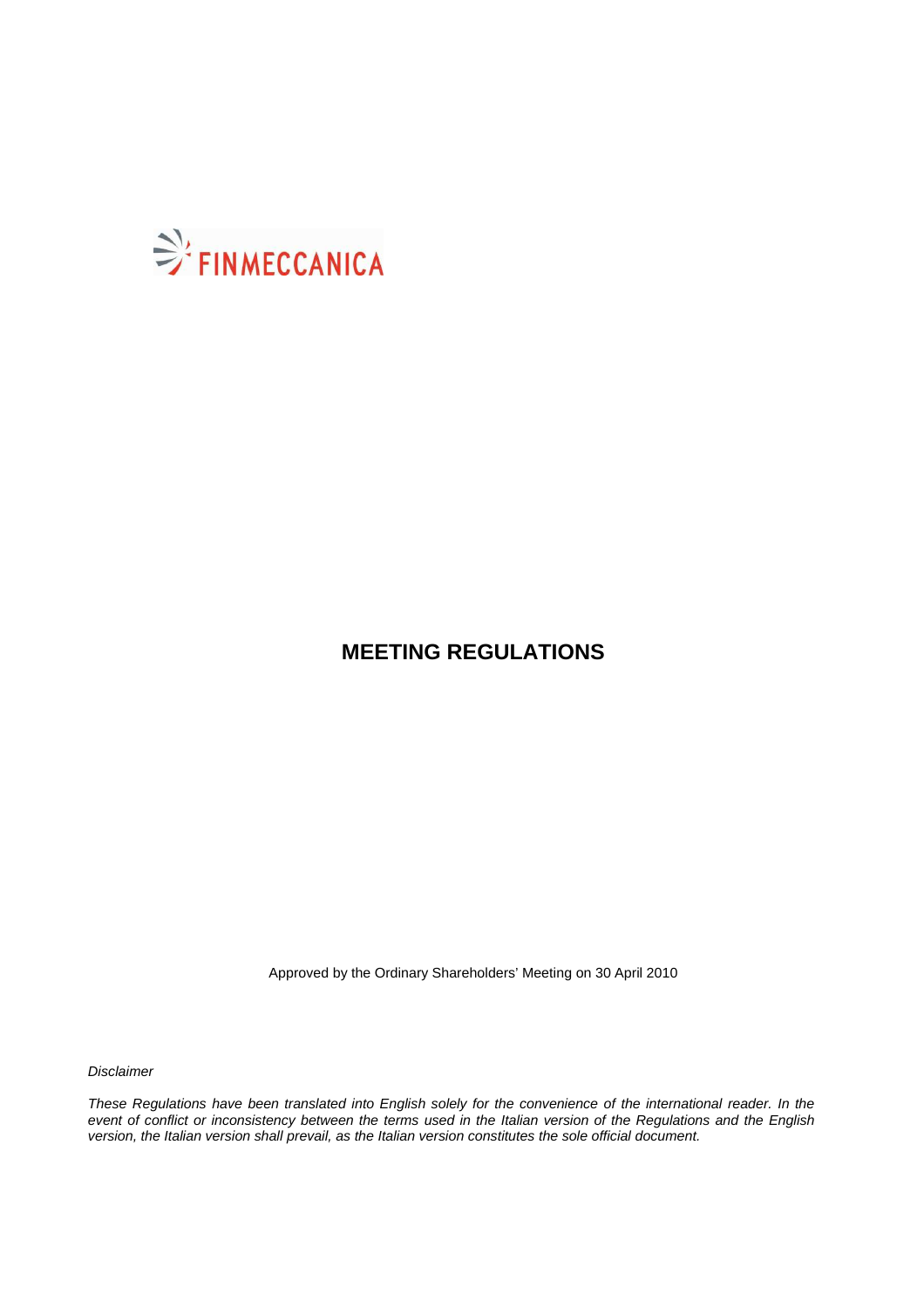FINMECCANICA

# MEETING REGULATIONS

Approved by the Ordinary Shareholders' Meeting on 30 April 2010

*Disclaimer*

*These Regulations have been translated into English solely for the convenience of the international reader. In the event of conflict or inconsistency between the terms used in the Italian version of the Regulations and the English version, the Italian version shall prevail, as the Italian version constitutes the sole official document.*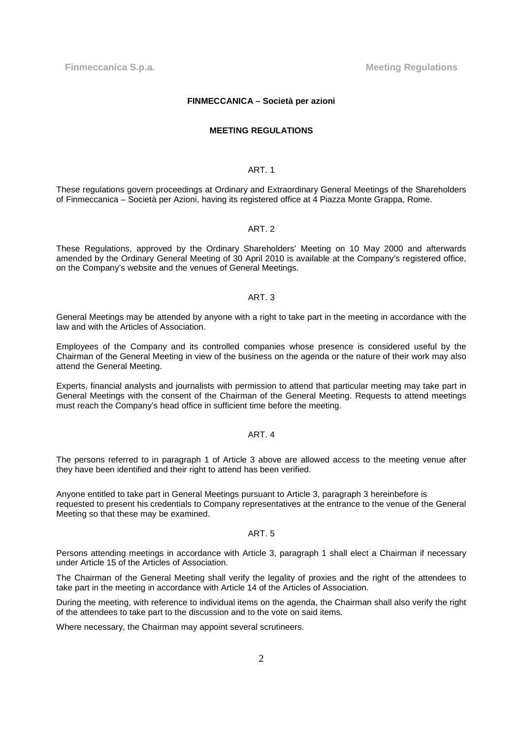**FINMECCANICA – Società per azioni**

**MEETING REGULATIONS**

ART. 1

These regulations govern proceedings at Ordinary and Extraordinary General Meetings of the Shareholders of Finmeccanica – Società per Azioni, having its registered office at 4 Piazza Monte Grappa, Rome.

ART. 2

These Regulations, approved by the Ordinary Shareholders' Meeting on 10 May 2000 and afterwards amended by the Ordinary General Meeting of 30 April 2010 is available at the Company's registered office, on the Company's website and the venues of General Meetings.

ART. 3

General Meetings may be attended by anyone with a right to take part in the meeting in accordance with the law and with the Articles of Association.

Employees of the Company and its controlled companies whose presence is considered useful by the Chairman of the General Meeting in view of the business on the agenda or the nature of their work may also attend the General Meeting.

Experts, financial analysts and journalists with permission to attend that particular meeting may take part in General Meetings with the consent of the Chairman of the General Meeting. Requests to attend meetings must reach the Company's head office in sufficient time before the meeting.

ART. 4

The persons referred to in paragraph 1 of Article 3 above are allowed access to the meeting venue after they have been identified and their right to attend has been verified.

Anyone entitled to take part in General Meetings pursuant to Article 3, paragraph 3 hereinbefore is requested to present his credentials to Company representatives at the entrance to the venue of the General Meeting so that these may be examined.

ART. 5

Persons attending meetings in accordance with Article 3, paragraph 1 shall elect a Chairman if necessary under Article 15 of the Articles of Association.

The Chairman of the General Meeting shall verify the legality of proxies and the right of the attendees to take part in the meeting in accordance with Article 14 of the Articles of Association.

During the meeting, with reference to individual items on the agenda, the Chairman shall also verify the right of the attendees to take part to the discussion and to the vote on said items.

Where necessary, the Chairman may appoint several scrutineers.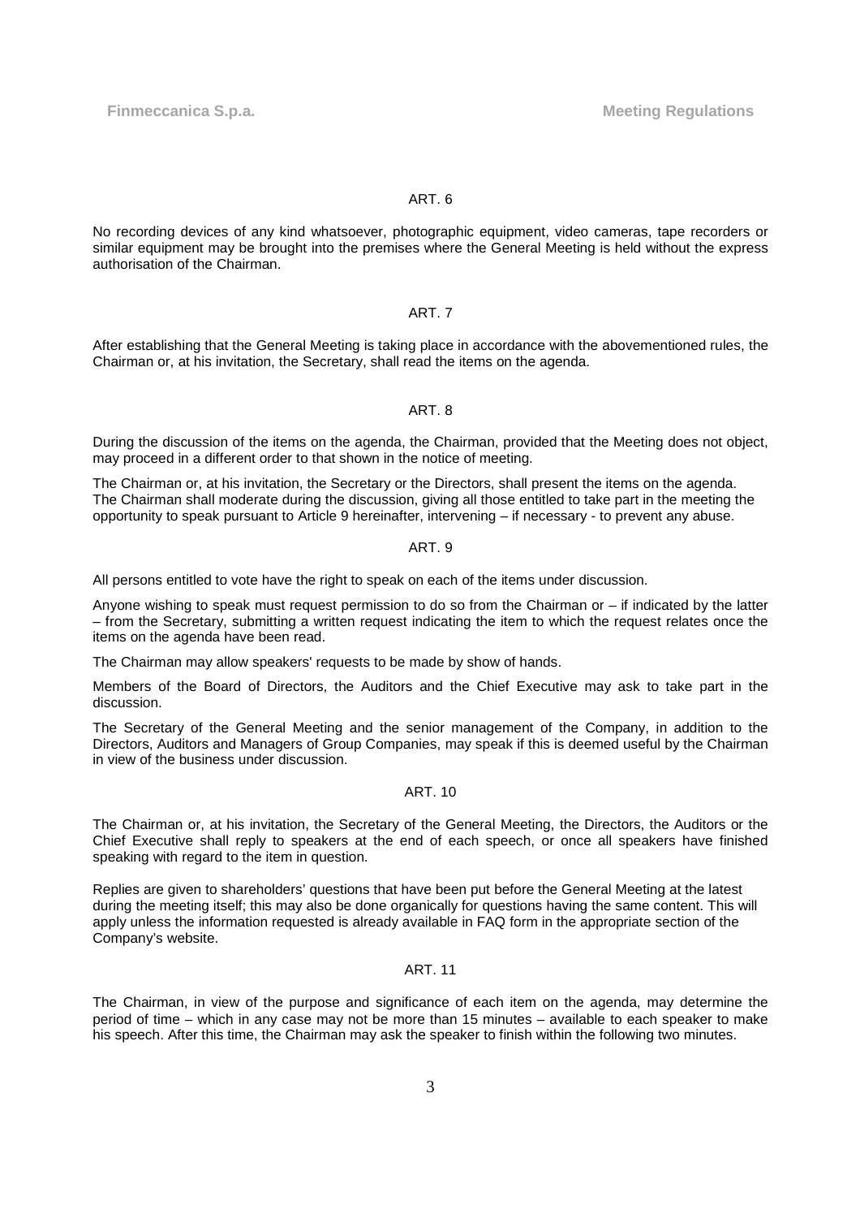## ART. 6

No recording devices of any kind whatsoever, photographic equipment, video cameras, tape recorders or similar equipment may be brought into the premises where the General Meeting is held without the express authorisation of the Chairman.

## ART. 7

After establishing that the General Meeting is taking place in accordance with the abovementioned rules, the Chairman or, at his invitation, the Secretary, shall read the items on the agenda.

## ART. 8

During the discussion of the items on the agenda, the Chairman, provided that the Meeting does not object, may proceed in a different order to that shown in the notice of meeting.

The Chairman or, at his invitation, the Secretary or the Directors, shall present the items on the agenda. The Chairman shall moderate during the discussion, giving all those entitled to take part in the meeting the opportunity to speak pursuant to Article 9 hereinafter, intervening – if necessary - to prevent any abuse.

## ART. 9

All persons entitled to vote have the right to speak on each of the items under discussion.

Anyone wishing to speak must request permission to do so from the Chairman or – if indicated by the latter – from the Secretary, submitting a written request indicating the item to which the request relates once the items on the agenda have been read.

The Chairman may allow speakers' requests to be made by show of hands.

Members of the Board of Directors, the Auditors and the Chief Executive may ask to take part in the discussion.

The Secretary of the General Meeting and the senior management of the Company, in addition to the Directors, Auditors and Managers of Group Companies, may speak if this is deemed useful by the Chairman in view of the business under discussion.

## ART. 10

The Chairman or, at his invitation, the Secretary of the General Meeting, the Directors, the Auditors or the Chief Executive shall reply to speakers at the end of each speech, or once all speakers have finished speaking with regard to the item in question.

Replies are given to shareholders' questions that have been put before the General Meeting at the latest during the meeting itself; this may also be done organically for questions having the same content. This will apply unless the information requested is already available in FAQ form in the appropriate section of the Company's website.

## ART. 11

The Chairman, in view of the purpose and significance of each item on the agenda, may determine the period of time – which in any case may not be more than 15 minutes – available to each speaker to make his speech. After this time, the Chairman may ask the speaker to finish within the following two minutes.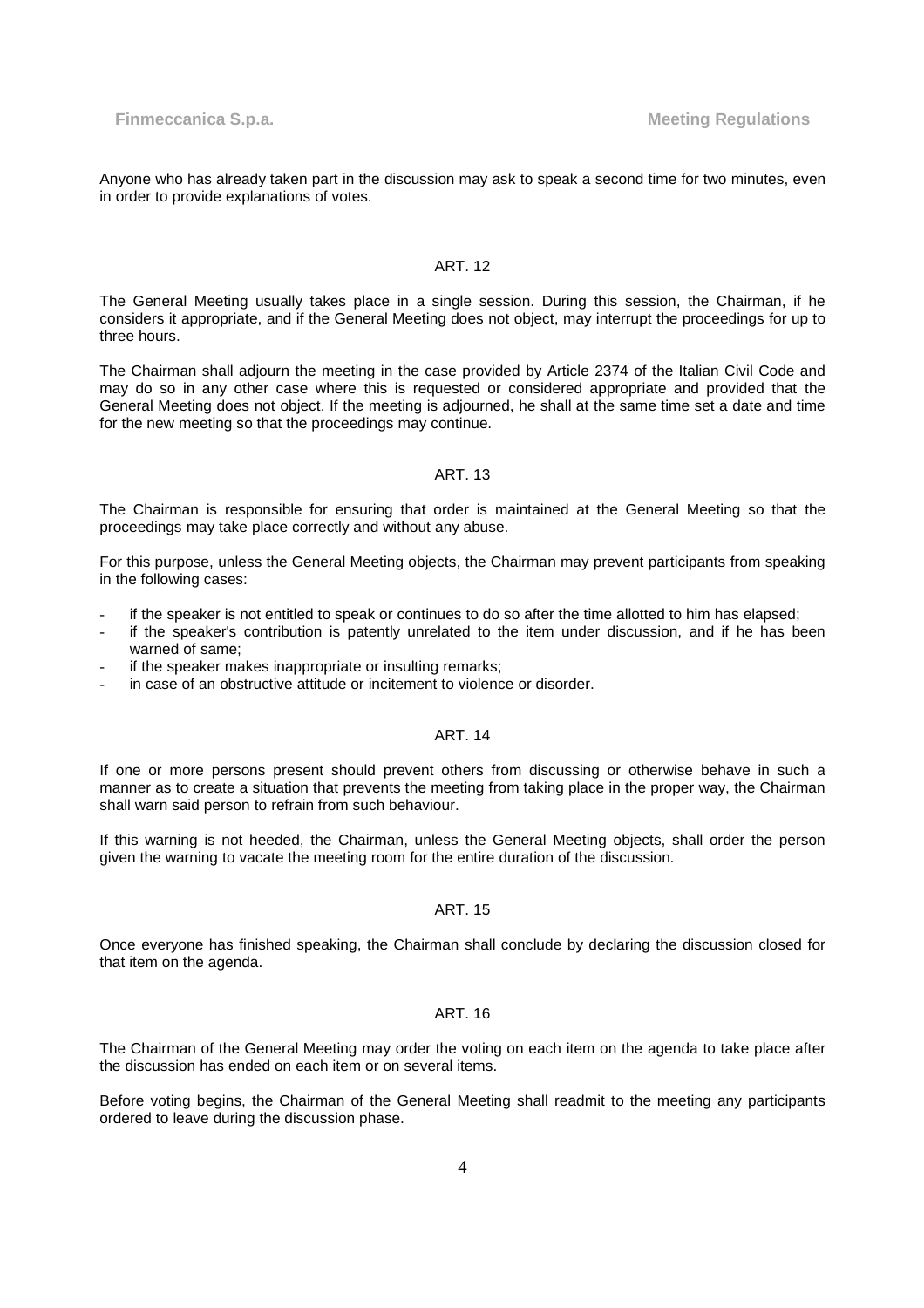Anyone who has already taken part in the discussion may ask to speak a second time for two minutes, even in order to provide explanations of votes.

## ART. 12

The General Meeting usually takes place in a single session. During this session, the Chairman, if he considers it appropriate, and if the General Meeting does not object, may interrupt the proceedings for up to three hours.

The Chairman shall adjourn the meeting in the case provided by Article 2374 of the Italian Civil Code and may do so in any other case where this is requested or considered appropriate and provided that the General Meeting does not object. If the meeting is adjourned, he shall at the same time set a date and time for the new meeting so that the proceedings may continue.

## ART. 13

The Chairman is responsible for ensuring that order is maintained at the General Meeting so that the proceedings may take place correctly and without any abuse.

For this purpose, unless the General Meeting objects, the Chairman may prevent participants from speaking in the following cases:

- if the speaker is not entitled to speak or continues to do so after the time allotted to him has elapsed;
- if the speaker's contribution is patently unrelated to the item under discussion, and if he has been warned of same;
- if the speaker makes inappropriate or insulting remarks;
- in case of an obstructive attitude or incitement to violence or disorder.

## ART. 14

If one or more persons present should prevent others from discussing or otherwise behave in such a manner as to create a situation that prevents the meeting from taking place in the proper way, the Chairman shall warn said person to refrain from such behaviour.

If this warning is not heeded, the Chairman, unless the General Meeting objects, shall order the person given the warning to vacate the meeting room for the entire duration of the discussion.

## ART. 15

Once everyone has finished speaking, the Chairman shall conclude by declaring the discussion closed for that item on the agenda.

## ART. 16

The Chairman of the General Meeting may order the voting on each item on the agenda to take place after the discussion has ended on each item or on several items.

Before voting begins, the Chairman of the General Meeting shall readmit to the meeting any participants ordered to leave during the discussion phase.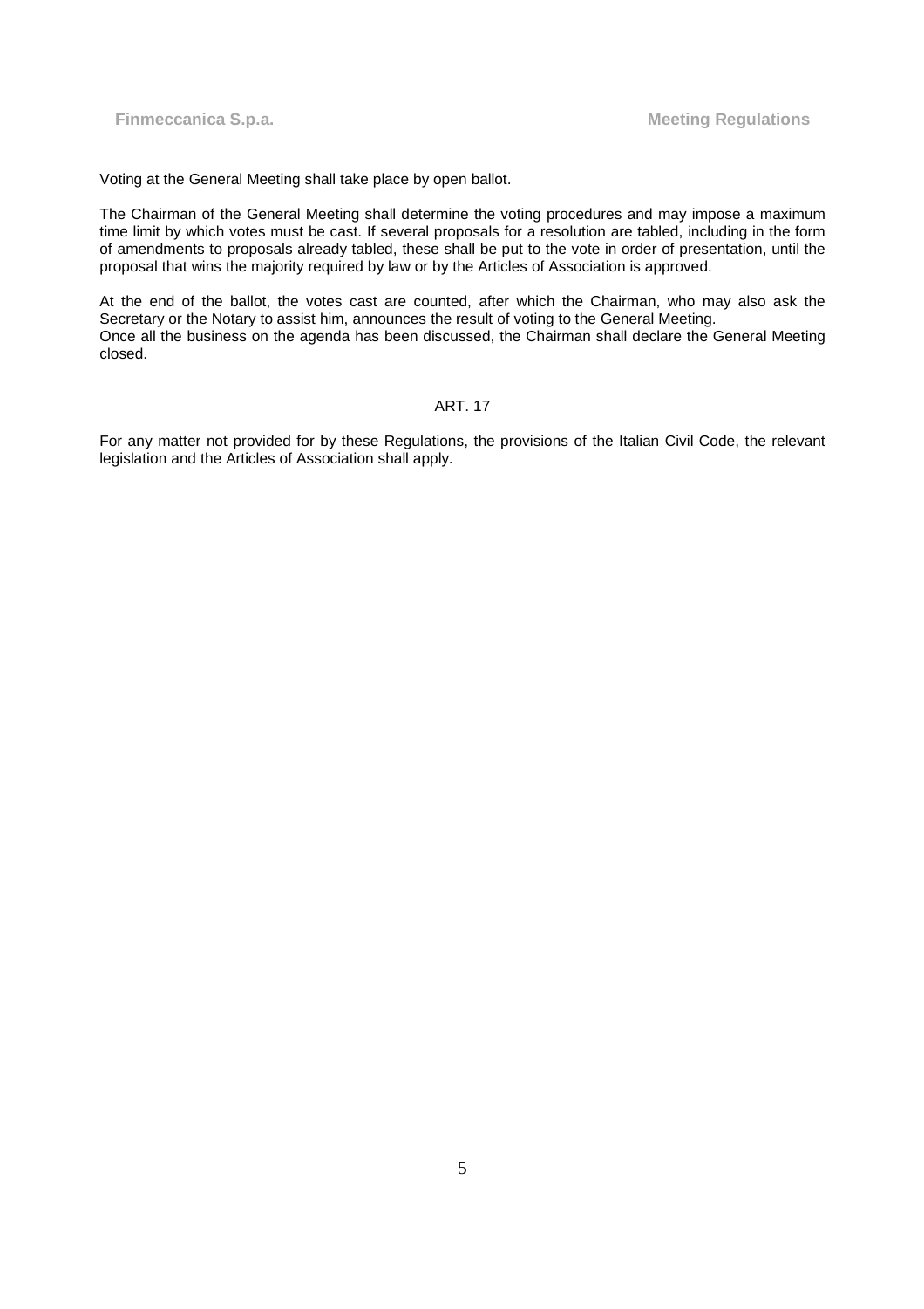Voting at the General Meeting shall take place by open ballot.

The Chairman of the General Meeting shall determine the voting procedures and may impose a maximum time limit by which votes must be cast. If several proposals for a resolution are tabled, including in the form of amendments to proposals already tabled, these shall be put to the vote in order of presentation, until the proposal that wins the majority required by law or by the Articles of Association is approved.

At the end of the ballot, the votes cast are counted, after which the Chairman, who may also ask the Secretary or the Notary to assist him, announces the result of voting to the General Meeting.
Once all the business on the agenda has been discussed, the Chairman shall declare the General Meeting closed.

ART. 17

For any matter not provided for by these Regulations, the provisions of the Italian Civil Code, the relevant legislation and the Articles of Association shall apply.